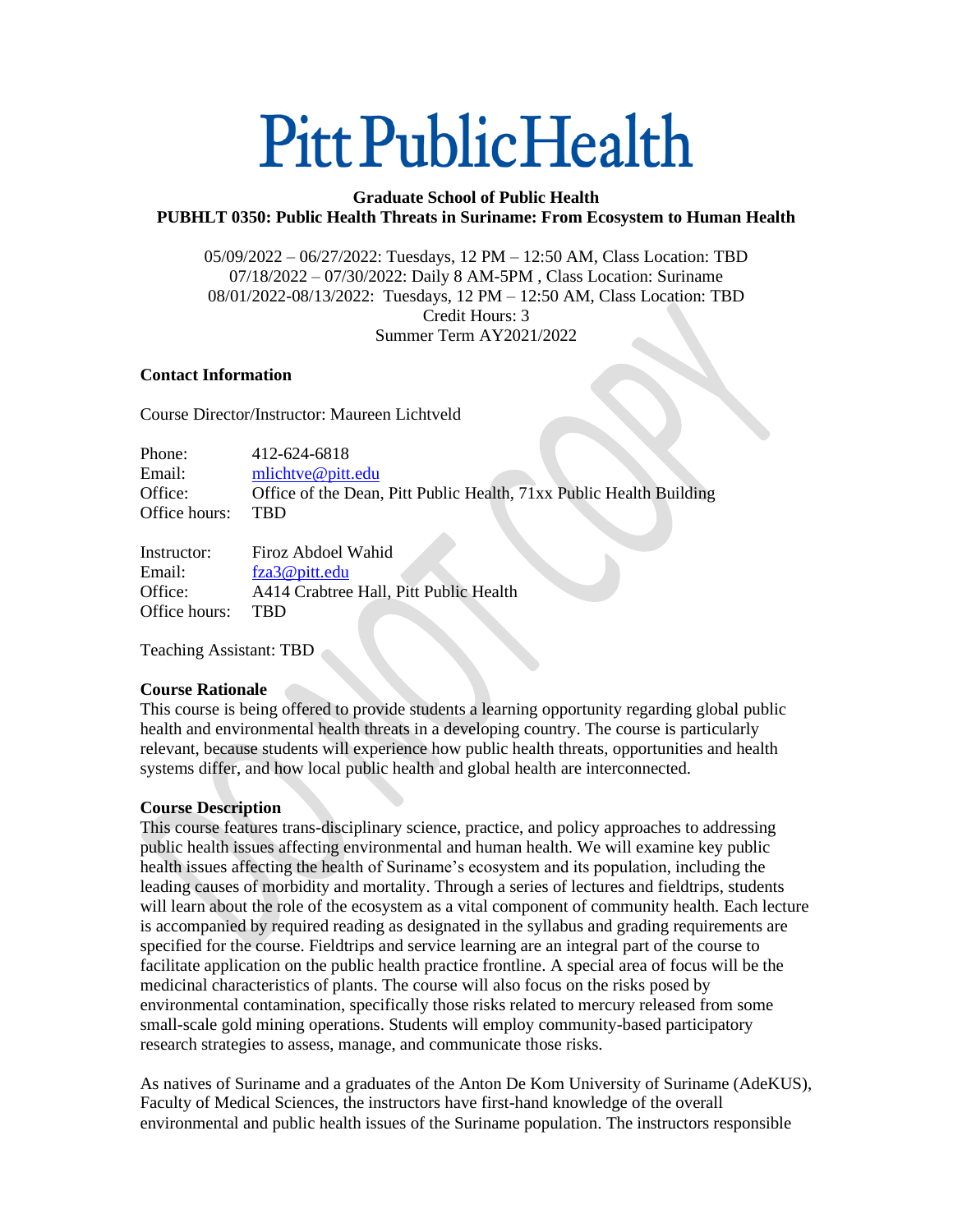# Pitt Public Health

**Graduate School of Public Health**
**PUBHLT 0350: Public Health Threats in Suriname: From Ecosystem to Human Health**

05/09/2022 – 06/27/2022: Tuesdays, 12 PM – 12:50 AM, Class Location: TBD
07/18/2022 – 07/30/2022: Daily 8 AM-5PM , Class Location: Suriname
08/01/2022-08/13/2022: Tuesdays, 12 PM – 12:50 AM, Class Location: TBD
Credit Hours: 3
Summer Term AY2021/2022

**Contact Information**

Course Director/Instructor: Maureen Lichtveld

| | |
|---|---|
| Phone: | 412-624-6818 |
| Email: | mlichtve@pitt.edu |
| Office: | Office of the Dean, Pitt Public Health, 71xx Public Health Building |
| Office hours: | TBD |

| | |
|---|---|
| Instructor: | Firoz Abdoel Wahid |
| Email: | fza3@pitt.edu |
| Office: | A414 Crabtree Hall, Pitt Public Health |
| Office hours: | TBD |

Teaching Assistant: TBD

**Course Rationale**

This course is being offered to provide students a learning opportunity regarding global public health and environmental health threats in a developing country. The course is particularly relevant, because students will experience how public health threats, opportunities and health systems differ, and how local public health and global health are interconnected.

**Course Description**

This course features trans-disciplinary science, practice, and policy approaches to addressing public health issues affecting environmental and human health. We will examine key public health issues affecting the health of Suriname's ecosystem and its population, including the leading causes of morbidity and mortality. Through a series of lectures and fieldtrips, students will learn about the role of the ecosystem as a vital component of community health. Each lecture is accompanied by required reading as designated in the syllabus and grading requirements are specified for the course. Fieldtrips and service learning are an integral part of the course to facilitate application on the public health practice frontline. A special area of focus will be the medicinal characteristics of plants. The course will also focus on the risks posed by environmental contamination, specifically those risks related to mercury released from some small-scale gold mining operations. Students will employ community-based participatory research strategies to assess, manage, and communicate those risks.

As natives of Suriname and a graduates of the Anton De Kom University of Suriname (AdeKUS), Faculty of Medical Sciences, the instructors have first-hand knowledge of the overall environmental and public health issues of the Suriname population. The instructors responsible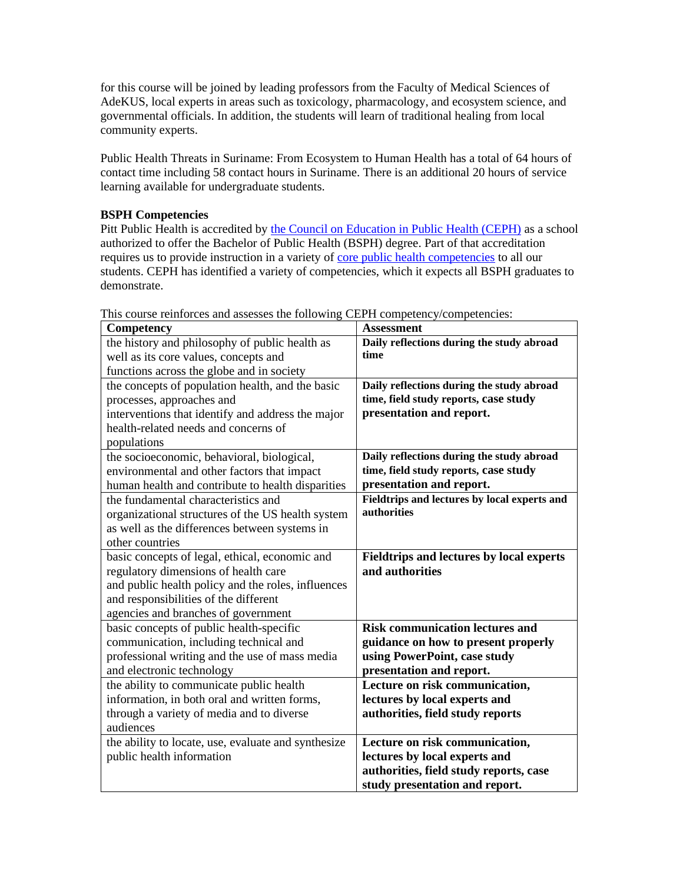for this course will be joined by leading professors from the Faculty of Medical Sciences of AdeKUS, local experts in areas such as toxicology, pharmacology, and ecosystem science, and governmental officials. In addition, the students will learn of traditional healing from local community experts.

Public Health Threats in Suriname: From Ecosystem to Human Health has a total of 64 hours of contact time including 58 contact hours in Suriname. There is an additional 20 hours of service learning available for undergraduate students.

**BSPH Competencies**

Pitt Public Health is accredited by [the Council on Education in Public Health (CEPH)]() as a school authorized to offer the Bachelor of Public Health (BSPH) degree. Part of that accreditation requires us to provide instruction in a variety of [core public health competencies]() to all our students. CEPH has identified a variety of competencies, which it expects all BSPH graduates to demonstrate.

This course reinforces and assesses the following CEPH competency/competencies:

| Competency | Assessment |
|---|---|
| the history and philosophy of public health as well as its core values, concepts and functions across the globe and in society | **Daily reflections during the study abroad time** |
| the concepts of population health, and the basic processes, approaches and interventions that identify and address the major health-related needs and concerns of populations | **Daily reflections during the study abroad time, field study reports, case study presentation and report.** |
| the socioeconomic, behavioral, biological, environmental and other factors that impact human health and contribute to health disparities | **Daily reflections during the study abroad time, field study reports, case study presentation and report.** |
| the fundamental characteristics and organizational structures of the US health system as well as the differences between systems in other countries | **Fieldtrips and lectures by local experts and authorities** |
| basic concepts of legal, ethical, economic and regulatory dimensions of health care and public health policy and the roles, influences and responsibilities of the different agencies and branches of government | **Fieldtrips and lectures by local experts and authorities** |
| basic concepts of public health-specific communication, including technical and professional writing and the use of mass media and electronic technology | **Risk communication lectures and guidance on how to present properly using PowerPoint, case study presentation and report.** |
| the ability to communicate public health information, in both oral and written forms, through a variety of media and to diverse audiences | **Lecture on risk communication, lectures by local experts and authorities, field study reports** |
| the ability to locate, use, evaluate and synthesize public health information | **Lecture on risk communication, lectures by local experts and authorities, field study reports, case study presentation and report.** |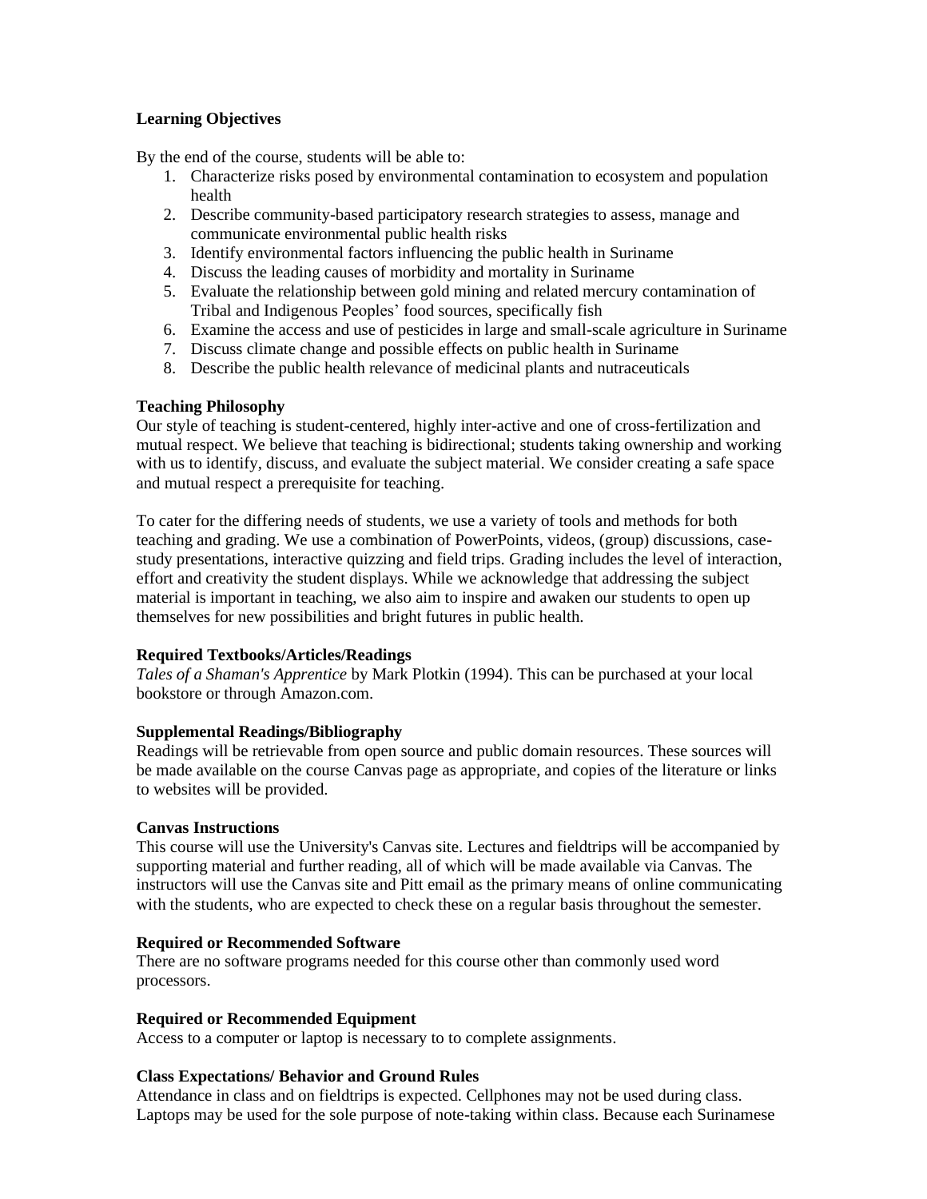**Learning Objectives**

By the end of the course, students will be able to:

1. Characterize risks posed by environmental contamination to ecosystem and population health
2. Describe community-based participatory research strategies to assess, manage and communicate environmental public health risks
3. Identify environmental factors influencing the public health in Suriname
4. Discuss the leading causes of morbidity and mortality in Suriname
5. Evaluate the relationship between gold mining and related mercury contamination of Tribal and Indigenous Peoples' food sources, specifically fish
6. Examine the access and use of pesticides in large and small-scale agriculture in Suriname
7. Discuss climate change and possible effects on public health in Suriname
8. Describe the public health relevance of medicinal plants and nutraceuticals

**Teaching Philosophy**

Our style of teaching is student-centered, highly inter-active and one of cross-fertilization and mutual respect. We believe that teaching is bidirectional; students taking ownership and working with us to identify, discuss, and evaluate the subject material. We consider creating a safe space and mutual respect a prerequisite for teaching.

To cater for the differing needs of students, we use a variety of tools and methods for both teaching and grading. We use a combination of PowerPoints, videos, (group) discussions, case-study presentations, interactive quizzing and field trips. Grading includes the level of interaction, effort and creativity the student displays. While we acknowledge that addressing the subject material is important in teaching, we also aim to inspire and awaken our students to open up themselves for new possibilities and bright futures in public health.

**Required Textbooks/Articles/Readings**

*Tales of a Shaman's Apprentice* by Mark Plotkin (1994). This can be purchased at your local bookstore or through Amazon.com.

**Supplemental Readings/Bibliography**

Readings will be retrievable from open source and public domain resources. These sources will be made available on the course Canvas page as appropriate, and copies of the literature or links to websites will be provided.

**Canvas Instructions**

This course will use the University's Canvas site. Lectures and fieldtrips will be accompanied by supporting material and further reading, all of which will be made available via Canvas. The instructors will use the Canvas site and Pitt email as the primary means of online communicating with the students, who are expected to check these on a regular basis throughout the semester.

**Required or Recommended Software**

There are no software programs needed for this course other than commonly used word processors.

**Required or Recommended Equipment**

Access to a computer or laptop is necessary to to complete assignments.

**Class Expectations/ Behavior and Ground Rules**

Attendance in class and on fieldtrips is expected. Cellphones may not be used during class. Laptops may be used for the sole purpose of note-taking within class. Because each Surinamese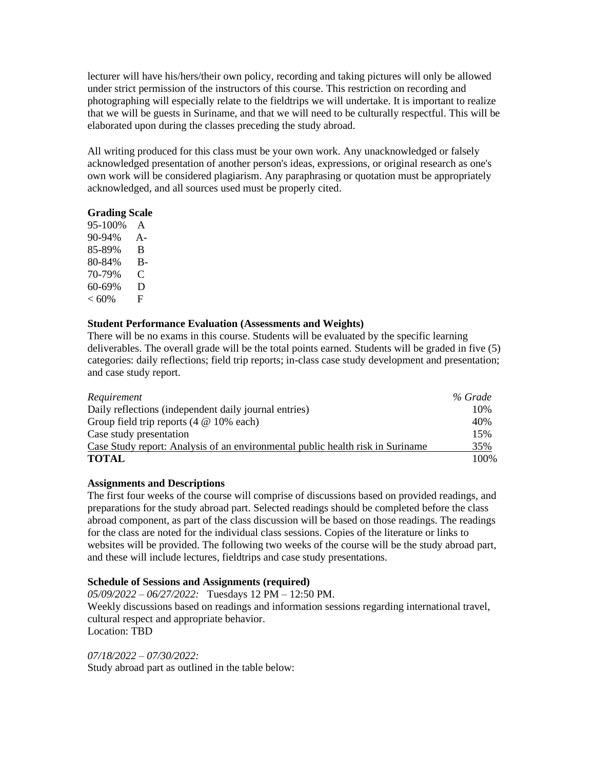lecturer will have his/hers/their own policy, recording and taking pictures will only be allowed under strict permission of the instructors of this course. This restriction on recording and photographing will especially relate to the fieldtrips we will undertake. It is important to realize that we will be guests in Suriname, and that we will need to be culturally respectful. This will be elaborated upon during the classes preceding the study abroad.

All writing produced for this class must be your own work. Any unacknowledged or falsely acknowledged presentation of another person's ideas, expressions, or original research as one's own work will be considered plagiarism. Any paraphrasing or quotation must be appropriately acknowledged, and all sources used must be properly cited.

**Grading Scale**

| | |
|---|---|
| 95-100% | A |
| 90-94% | A- |
| 85-89% | B |
| 80-84% | B- |
| 70-79% | C |
| 60-69% | D |
| < 60% | F |

**Student Performance Evaluation (Assessments and Weights)**

There will be no exams in this course. Students will be evaluated by the specific learning deliverables. The overall grade will be the total points earned. Students will be graded in five (5) categories: daily reflections; field trip reports; in-class case study development and presentation; and case study report.

| *Requirement* | *% Grade* |
|---|---|
| Daily reflections (independent daily journal entries) | 10% |
| Group field trip reports (4 @ 10% each) | 40% |
| Case study presentation | 15% |
| Case Study report: Analysis of an environmental public health risk in Suriname | 35% |
| **TOTAL** | 100% |

**Assignments and Descriptions**

The first four weeks of the course will comprise of discussions based on provided readings, and preparations for the study abroad part. Selected readings should be completed before the class abroad component, as part of the class discussion will be based on those readings. The readings for the class are noted for the individual class sessions. Copies of the literature or links to websites will be provided. The following two weeks of the course will be the study abroad part, and these will include lectures, fieldtrips and case study presentations.

**Schedule of Sessions and Assignments (required)**

*05/09/2022 – 06/27/2022:* Tuesdays 12 PM – 12:50 PM.
Weekly discussions based on readings and information sessions regarding international travel, cultural respect and appropriate behavior.
Location: TBD

*07/18/2022 – 07/30/2022:*
Study abroad part as outlined in the table below: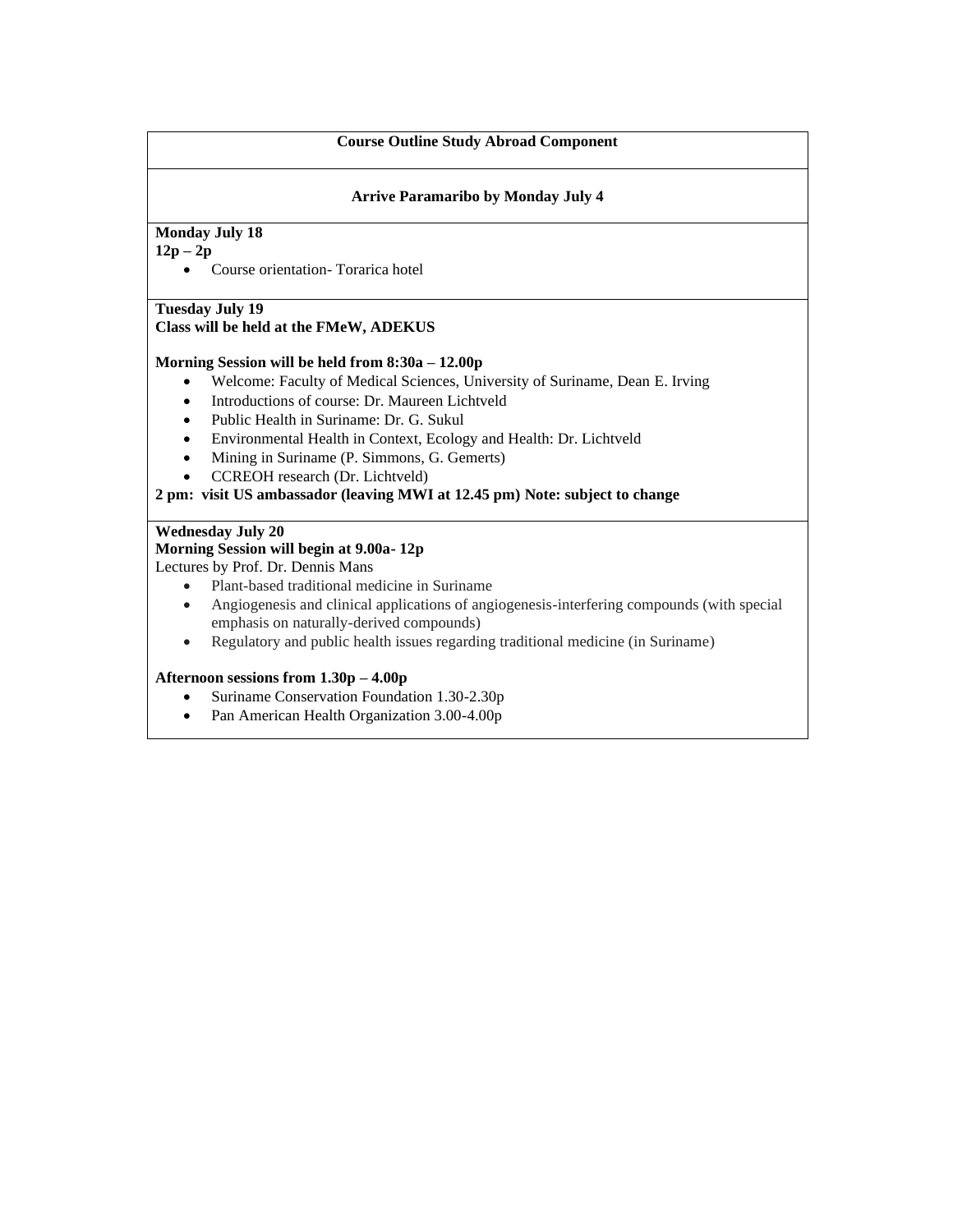**Course Outline Study Abroad Component**

**Arrive Paramaribo by Monday July 4**

**Monday July 18**
**12p – 2p**

- Course orientation- Torarica hotel

**Tuesday July 19**
**Class will be held at the FMeW, ADEKUS**

**Morning Session will be held from 8:30a – 12.00p**

- Welcome: Faculty of Medical Sciences, University of Suriname, Dean E. Irving
- Introductions of course: Dr. Maureen Lichtveld
- Public Health in Suriname: Dr. G. Sukul
- Environmental Health in Context, Ecology and Health: Dr. Lichtveld
- Mining in Suriname (P. Simmons, G. Gemerts)
- CCREOH research (Dr. Lichtveld)

**2 pm: visit US ambassador (leaving MWI at 12.45 pm) Note: subject to change**

**Wednesday July 20**
**Morning Session will begin at 9.00a- 12p**
Lectures by Prof. Dr. Dennis Mans

- Plant-based traditional medicine in Suriname
- Angiogenesis and clinical applications of angiogenesis-interfering compounds (with special emphasis on naturally-derived compounds)
- Regulatory and public health issues regarding traditional medicine (in Suriname)

**Afternoon sessions from 1.30p – 4.00p**

- Suriname Conservation Foundation 1.30-2.30p
- Pan American Health Organization 3.00-4.00p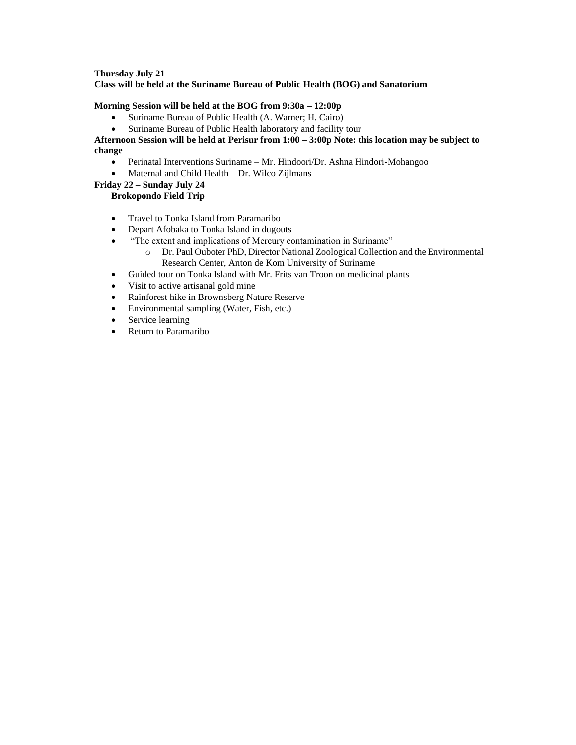**Thursday July 21**
**Class will be held at the Suriname Bureau of Public Health (BOG) and Sanatorium**

**Morning Session will be held at the BOG from 9:30a – 12:00p**

- Suriname Bureau of Public Health (A. Warner; H. Cairo)
- Suriname Bureau of Public Health laboratory and facility tour

**Afternoon Session will be held at Perisur from 1:00 – 3:00p Note: this location may be subject to change**

- Perinatal Interventions Suriname – Mr. Hindoori/Dr. Ashna Hindori-Mohangoo
- Maternal and Child Health – Dr. Wilco Zijlmans

**Friday 22 – Sunday July 24**
**Brokopondo Field Trip**

- Travel to Tonka Island from Paramaribo
- Depart Afobaka to Tonka Island in dugouts
- "The extent and implications of Mercury contamination in Suriname"
  - Dr. Paul Ouboter PhD, Director National Zoological Collection and the Environmental Research Center, Anton de Kom University of Suriname
- Guided tour on Tonka Island with Mr. Frits van Troon on medicinal plants
- Visit to active artisanal gold mine
- Rainforest hike in Brownsberg Nature Reserve
- Environmental sampling (Water, Fish, etc.)
- Service learning
- Return to Paramaribo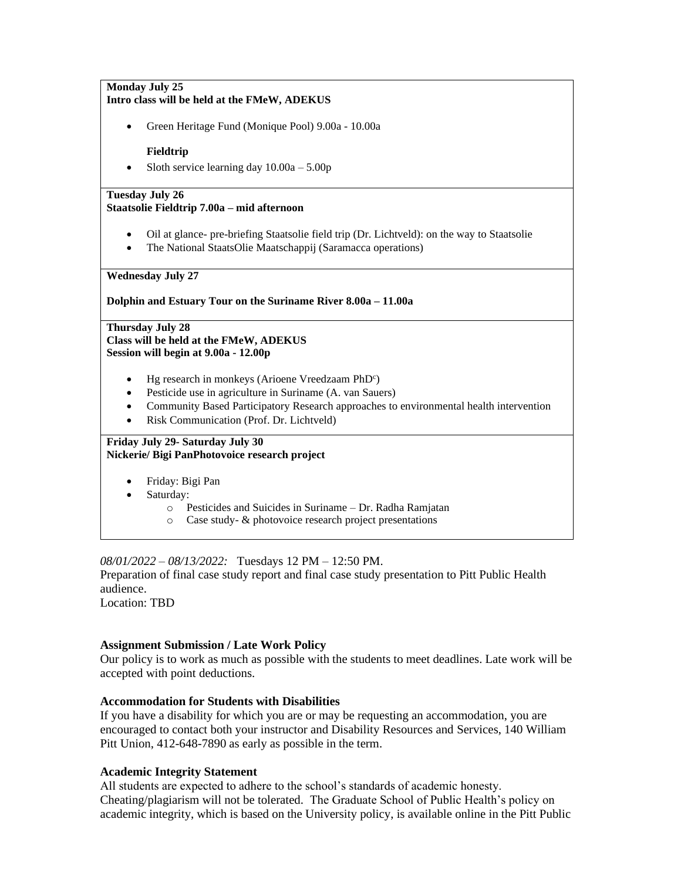**Monday July 25**
**Intro class will be held at the FMeW, ADEKUS**

- Green Heritage Fund (Monique Pool) 9.00a - 10.00a

**Fieldtrip**

- Sloth service learning day 10.00a – 5.00p

**Tuesday July 26**
**Staatsolie Fieldtrip 7.00a – mid afternoon**

- Oil at glance- pre-briefing Staatsolie field trip (Dr. Lichtveld): on the way to Staatsolie
- The National StaatsOlie Maatschappij (Saramacca operations)

**Wednesday July 27**

**Dolphin and Estuary Tour on the Suriname River 8.00a – 11.00a**

**Thursday July 28**
**Class will be held at the FMeW, ADEKUS**
**Session will begin at 9.00a - 12.00p**

- Hg research in monkeys (Arioene Vreedzaam PhD[c])
- Pesticide use in agriculture in Suriname (A. van Sauers)
- Community Based Participatory Research approaches to environmental health intervention
- Risk Communication (Prof. Dr. Lichtveld)

**Friday July 29- Saturday July 30**
**Nickerie/ Bigi PanPhotovoice research project**

- Friday: Bigi Pan
- Saturday:
  - Pesticides and Suicides in Suriname – Dr. Radha Ramjatan
  - Case study- & photovoice research project presentations

*08/01/2022 – 08/13/2022:* Tuesdays 12 PM – 12:50 PM.
Preparation of final case study report and final case study presentation to Pitt Public Health audience.
Location: TBD

**Assignment Submission / Late Work Policy**
Our policy is to work as much as possible with the students to meet deadlines. Late work will be accepted with point deductions.

**Accommodation for Students with Disabilities**
If you have a disability for which you are or may be requesting an accommodation, you are encouraged to contact both your instructor and Disability Resources and Services, 140 William Pitt Union, 412-648-7890 as early as possible in the term.

**Academic Integrity Statement**
All students are expected to adhere to the school's standards of academic honesty. Cheating/plagiarism will not be tolerated. The Graduate School of Public Health's policy on academic integrity, which is based on the University policy, is available online in the Pitt Public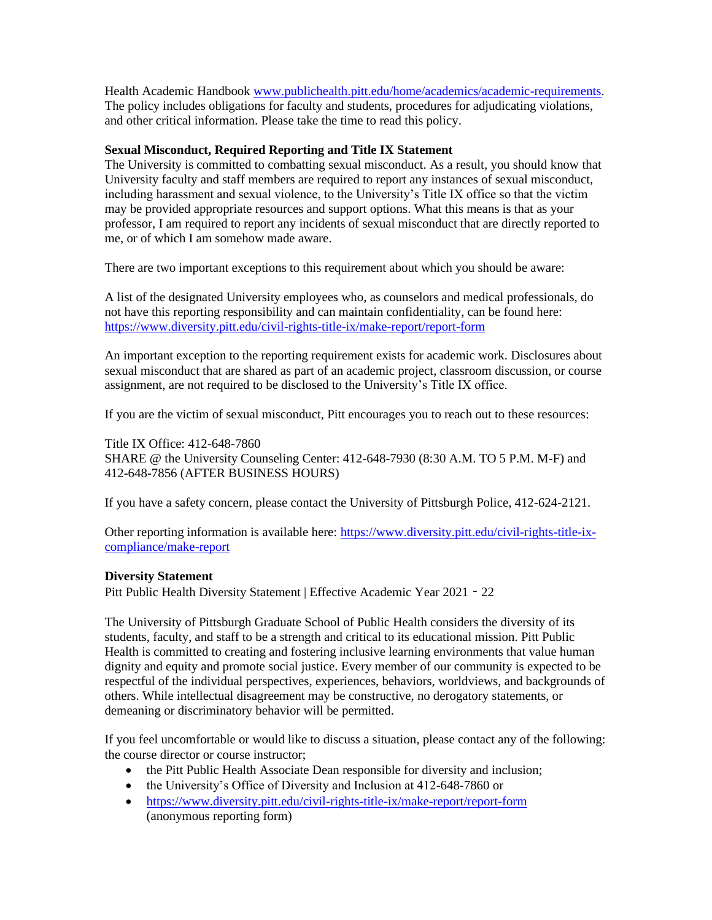Health Academic Handbook [www.publichealth.pitt.edu/home/academics/academic-requirements](www.publichealth.pitt.edu/home/academics/academic-requirements). The policy includes obligations for faculty and students, procedures for adjudicating violations, and other critical information. Please take the time to read this policy.

**Sexual Misconduct, Required Reporting and Title IX Statement**

The University is committed to combatting sexual misconduct. As a result, you should know that University faculty and staff members are required to report any instances of sexual misconduct, including harassment and sexual violence, to the University's Title IX office so that the victim may be provided appropriate resources and support options. What this means is that as your professor, I am required to report any incidents of sexual misconduct that are directly reported to me, or of which I am somehow made aware.

There are two important exceptions to this requirement about which you should be aware:

A list of the designated University employees who, as counselors and medical professionals, do not have this reporting responsibility and can maintain confidentiality, can be found here: [https://www.diversity.pitt.edu/civil-rights-title-ix/make-report/report-form](https://www.diversity.pitt.edu/civil-rights-title-ix/make-report/report-form)

An important exception to the reporting requirement exists for academic work. Disclosures about sexual misconduct that are shared as part of an academic project, classroom discussion, or course assignment, are not required to be disclosed to the University's Title IX office.

If you are the victim of sexual misconduct, Pitt encourages you to reach out to these resources:

Title IX Office: 412-648-7860
SHARE @ the University Counseling Center: 412-648-7930 (8:30 A.M. TO 5 P.M. M-F) and 412-648-7856 (AFTER BUSINESS HOURS)

If you have a safety concern, please contact the University of Pittsburgh Police, 412-624-2121.

Other reporting information is available here: [https://www.diversity.pitt.edu/civil-rights-title-ix-compliance/make-report](https://www.diversity.pitt.edu/civil-rights-title-ix-compliance/make-report)

**Diversity Statement**

Pitt Public Health Diversity Statement | Effective Academic Year 2021 - 22

The University of Pittsburgh Graduate School of Public Health considers the diversity of its students, faculty, and staff to be a strength and critical to its educational mission. Pitt Public Health is committed to creating and fostering inclusive learning environments that value human dignity and equity and promote social justice. Every member of our community is expected to be respectful of the individual perspectives, experiences, behaviors, worldviews, and backgrounds of others. While intellectual disagreement may be constructive, no derogatory statements, or demeaning or discriminatory behavior will be permitted.

If you feel uncomfortable or would like to discuss a situation, please contact any of the following: the course director or course instructor;

- the Pitt Public Health Associate Dean responsible for diversity and inclusion;
- the University's Office of Diversity and Inclusion at 412-648-7860 or
- [https://www.diversity.pitt.edu/civil-rights-title-ix/make-report/report-form](https://www.diversity.pitt.edu/civil-rights-title-ix/make-report/report-form) (anonymous reporting form)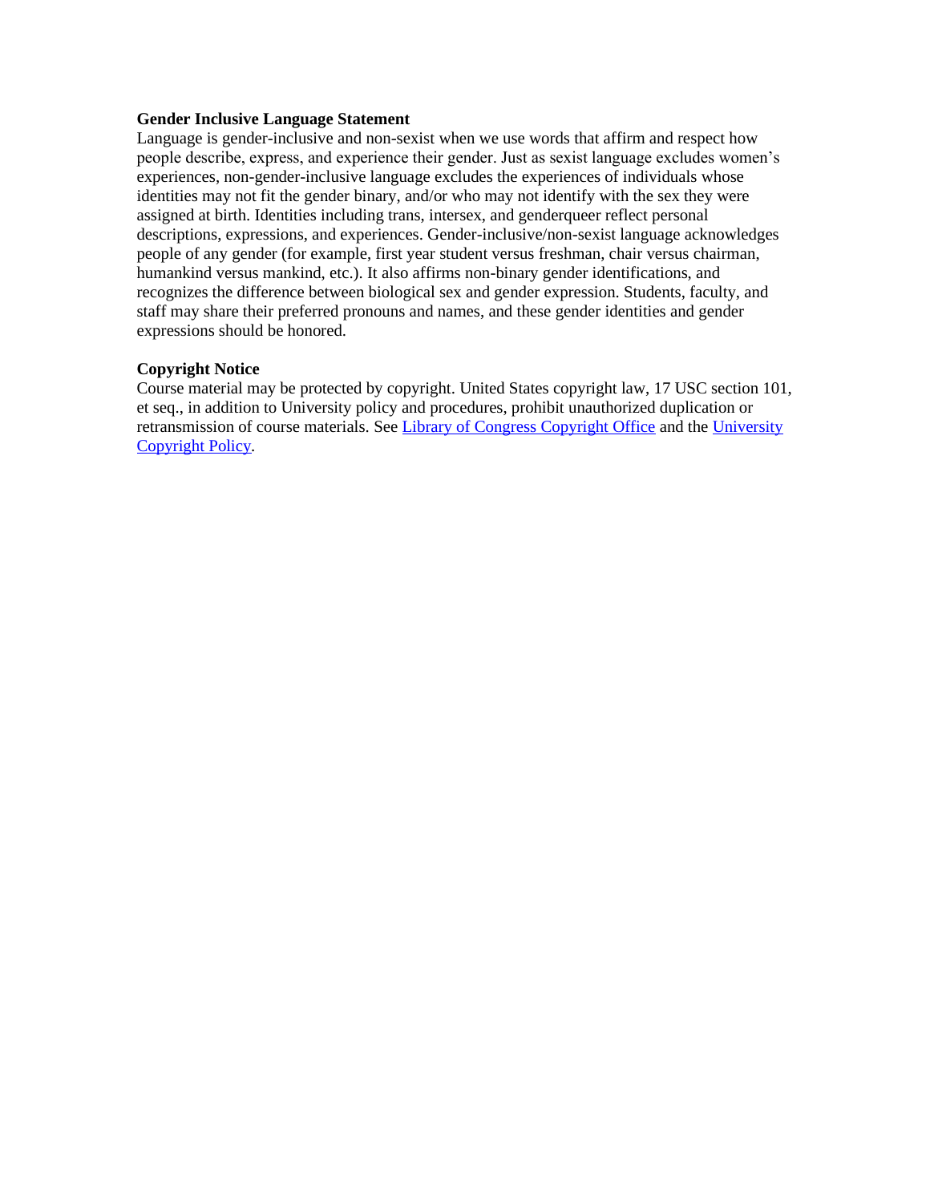**Gender Inclusive Language Statement**
Language is gender-inclusive and non-sexist when we use words that affirm and respect how people describe, express, and experience their gender. Just as sexist language excludes women's experiences, non-gender-inclusive language excludes the experiences of individuals whose identities may not fit the gender binary, and/or who may not identify with the sex they were assigned at birth. Identities including trans, intersex, and genderqueer reflect personal descriptions, expressions, and experiences. Gender-inclusive/non-sexist language acknowledges people of any gender (for example, first year student versus freshman, chair versus chairman, humankind versus mankind, etc.). It also affirms non-binary gender identifications, and recognizes the difference between biological sex and gender expression. Students, faculty, and staff may share their preferred pronouns and names, and these gender identities and gender expressions should be honored.

**Copyright Notice**
Course material may be protected by copyright. United States copyright law, 17 USC section 101, et seq., in addition to University policy and procedures, prohibit unauthorized duplication or retransmission of course materials. See [Library of Congress Copyright Office]() and the [University Copyright Policy]().